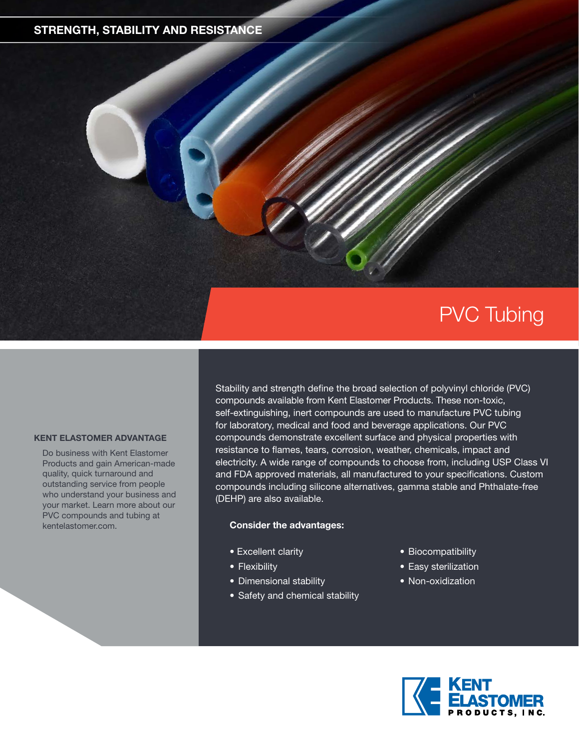STRENGTH, STABILITY AND RESISTANCE

# PVC Tubing

Stability and strength define the broad selection of polyvinyl chloride (PVC) compounds available from Kent Elastomer Products. These non-toxic, self-extinguishing, inert compounds are used to manufacture PVC tubing for laboratory, medical and food and beverage applications. Our PVC compounds demonstrate excellent surface and physical properties with resistance to flames, tears, corrosion, weather, chemicals, impact and electricity. A wide range of compounds to choose from, including USP Class VI and FDA approved materials, all manufactured to your specifications. Custom compounds including silicone alternatives, gamma stable and Phthalate-free (DEHP) are also available.

**Consider the advantages:**

- Excellent clarity
- Flexibility
- Dimensional stability
- Safety and chemical stability
- Biocompatibility
- Easy sterilization
- Non-oxidization

### KENT ELASTOMER ADVANTAGE

Do business with Kent Elastomer Products and gain American-made quality, quick turnaround and outstanding service from people who understand your business and your market. Learn more about our PVC compounds and tubing at kentelastomer.com.

KENT ELASTOMER PRODUCTS, INC.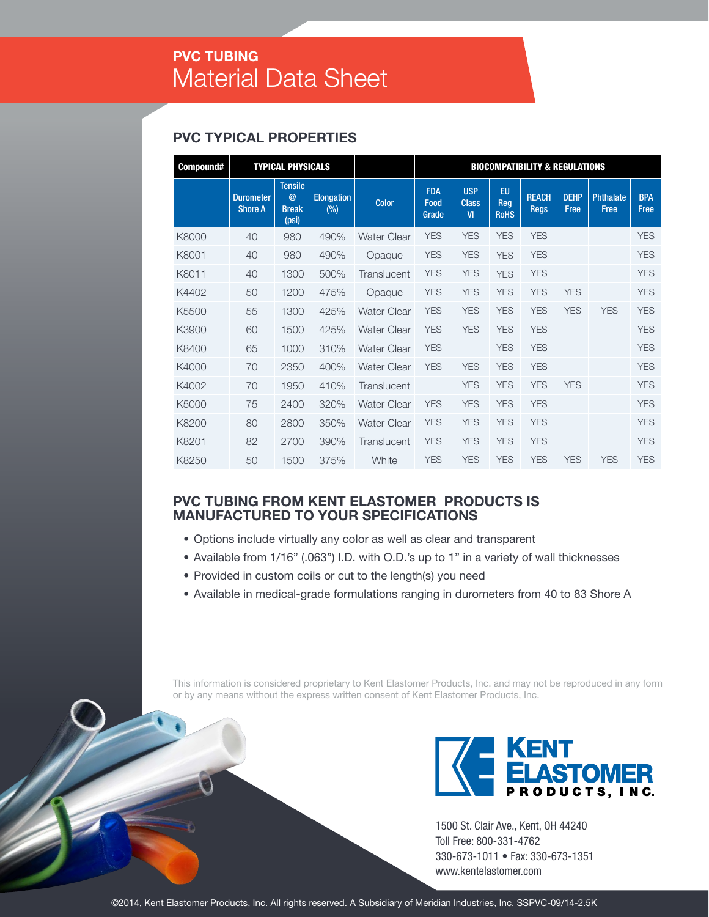# PVC TUBING
## Material Data Sheet

### PVC TYPICAL PROPERTIES

| Compound# | TYPICAL PHYSICALS | | | | BIOCOMPATIBILITY & REGULATIONS | | | | | | |
|---|---|---|---|---|---|---|---|---|---|---|---|
| | Durometer Shore A | Tensile @ Break (psi) | Elongation (%) | Color | FDA Food Grade | USP Class VI | EU Reg RoHS | REACH Regs | DEHP Free | Phthalate Free | BPA Free |
| K8000 | 40 | 980 | 490% | Water Clear | YES | YES | YES | YES | | | YES |
| K8001 | 40 | 980 | 490% | Opaque | YES | YES | YES | YES | | | YES |
| K8011 | 40 | 1300 | 500% | Translucent | YES | YES | YES | YES | | | YES |
| K4402 | 50 | 1200 | 475% | Opaque | YES | YES | YES | YES | YES | | YES |
| K5500 | 55 | 1300 | 425% | Water Clear | YES | YES | YES | YES | YES | YES | YES |
| K3900 | 60 | 1500 | 425% | Water Clear | YES | YES | YES | YES | | | YES |
| K8400 | 65 | 1000 | 310% | Water Clear | YES | | YES | YES | | | YES |
| K4000 | 70 | 2350 | 400% | Water Clear | YES | YES | YES | YES | | | YES |
| K4002 | 70 | 1950 | 410% | Translucent | | YES | YES | YES | YES | | YES |
| K5000 | 75 | 2400 | 320% | Water Clear | YES | YES | YES | YES | | | YES |
| K8200 | 80 | 2800 | 350% | Water Clear | YES | YES | YES | YES | | | YES |
| K8201 | 82 | 2700 | 390% | Translucent | YES | YES | YES | YES | | | YES |
| K8250 | 50 | 1500 | 375% | White | YES | YES | YES | YES | YES | YES | YES |

### PVC TUBING FROM KENT ELASTOMER PRODUCTS IS MANUFACTURED TO YOUR SPECIFICATIONS

- Options include virtually any color as well as clear and transparent
- Available from 1/16" (.063") I.D. with O.D.'s up to 1" in a variety of wall thicknesses
- Provided in custom coils or cut to the length(s) you need
- Available in medical-grade formulations ranging in durometers from 40 to 83 Shore A

This information is considered proprietary to Kent Elastomer Products, Inc. and may not be reproduced in any form or by any means without the express written consent of Kent Elastomer Products, Inc.

KENT ELASTOMER PRODUCTS, INC.

1500 St. Clair Ave., Kent, OH 44240
Toll Free: 800-331-4762
330-673-1011 • Fax: 330-673-1351
www.kentelastomer.com

©2014, Kent Elastomer Products, Inc. All rights reserved. A Subsidiary of Meridian Industries, Inc. SSPVC-09/14-2.5K